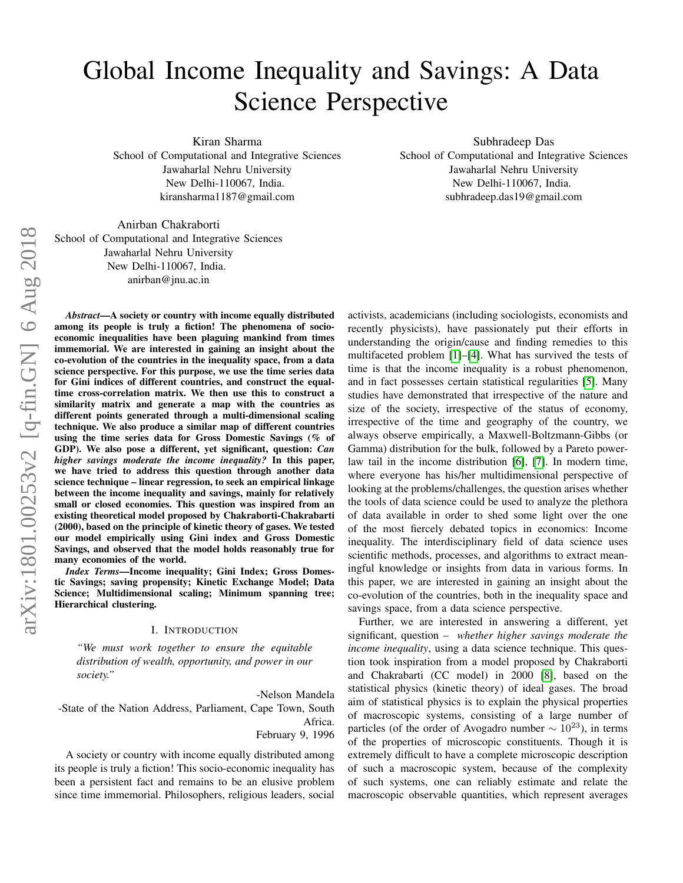# Global Income Inequality and Savings: A Data Science Perspective

Kiran Sharma
School of Computational and Integrative Sciences
Jawaharlal Nehru University
New Delhi-110067, India.
kiransharma1187@gmail.com

Subhradeep Das
School of Computational and Integrative Sciences
Jawaharlal Nehru University
New Delhi-110067, India.
subhradeep.das19@gmail.com

Anirban Chakraborti
School of Computational and Integrative Sciences
Jawaharlal Nehru University
New Delhi-110067, India.
anirban@jnu.ac.in

***Abstract*—A society or country with income equally distributed among its people is truly a fiction! The phenomena of socio-economic inequalities have been plaguing mankind from times immemorial. We are interested in gaining an insight about the co-evolution of the countries in the inequality space, from a data science perspective. For this purpose, we use the time series data for Gini indices of different countries, and construct the equal-time cross-correlation matrix. We then use this to construct a similarity matrix and generate a map with the countries as different points generated through a multi-dimensional scaling technique. We also produce a similar map of different countries using the time series data for Gross Domestic Savings (% of GDP). We also pose a different, yet significant, question: *Can higher savings moderate the income inequality?* In this paper, we have tried to address this question through another data science technique – linear regression, to seek an empirical linkage between the income inequality and savings, mainly for relatively small or closed economies. This question was inspired from an existing theoretical model proposed by Chakraborti-Chakrabarti (2000), based on the principle of kinetic theory of gases. We tested our model empirically using Gini index and Gross Domestic Savings, and observed that the model holds reasonably true for many economies of the world.**

***Index Terms*—Income inequality; Gini Index; Gross Domestic Savings; saving propensity; Kinetic Exchange Model; Data Science; Multidimensional scaling; Minimum spanning tree; Hierarchical clustering.**

## I. Introduction

*"We must work together to ensure the equitable distribution of wealth, opportunity, and power in our society."*

-Nelson Mandela
-State of the Nation Address, Parliament, Cape Town, South Africa.
February 9, 1996

A society or country with income equally distributed among its people is truly a fiction! This socio-economic inequality has been a persistent fact and remains to be an elusive problem since time immemorial. Philosophers, religious leaders, social activists, academicians (including sociologists, economists and recently physicists), have passionately put their efforts in understanding the origin/cause and finding remedies to this multifaceted problem [1]–[4]. What has survived the tests of time is that the income inequality is a robust phenomenon, and in fact possesses certain statistical regularities [5]. Many studies have demonstrated that irrespective of the nature and size of the society, irrespective of the status of economy, irrespective of the time and geography of the country, we always observe empirically, a Maxwell-Boltzmann-Gibbs (or Gamma) distribution for the bulk, followed by a Pareto power-law tail in the income distribution [6], [7]. In modern time, where everyone has his/her multidimensional perspective of looking at the problems/challenges, the question arises whether the tools of data science could be used to analyze the plethora of data available in order to shed some light over the one of the most fiercely debated topics in economics: Income inequality. The interdisciplinary field of data science uses scientific methods, processes, and algorithms to extract meaningful knowledge or insights from data in various forms. In this paper, we are interested in gaining an insight about the co-evolution of the countries, both in the inequality space and savings space, from a data science perspective.

Further, we are interested in answering a different, yet significant, question – *whether higher savings moderate the income inequality*, using a data science technique. This question took inspiration from a model proposed by Chakraborti and Chakrabarti (CC model) in 2000 [8], based on the statistical physics (kinetic theory) of ideal gases. The broad aim of statistical physics is to explain the physical properties of macroscopic systems, consisting of a large number of particles (of the order of Avogadro number $\sim 10^{23}$), in terms of the properties of microscopic constituents. Though it is extremely difficult to have a complete microscopic description of such a macroscopic system, because of the complexity of such systems, one can reliably estimate and relate the macroscopic observable quantities, which represent averages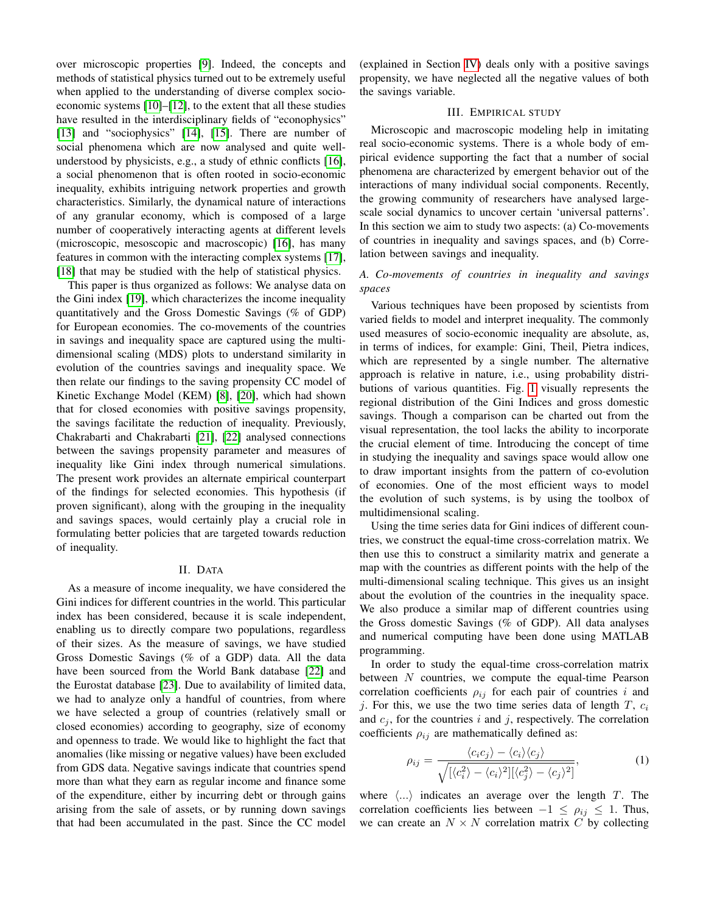over microscopic properties [9]. Indeed, the concepts and methods of statistical physics turned out to be extremely useful when applied to the understanding of diverse complex socio-economic systems [10]–[12], to the extent that all these studies have resulted in the interdisciplinary fields of "econophysics" [13] and "sociophysics" [14], [15]. There are number of social phenomena which are now analysed and quite well-understood by physicists, e.g., a study of ethnic conflicts [16], a social phenomenon that is often rooted in socio-economic inequality, exhibits intriguing network properties and growth characteristics. Similarly, the dynamical nature of interactions of any granular economy, which is composed of a large number of cooperatively interacting agents at different levels (microscopic, mesoscopic and macroscopic) [16], has many features in common with the interacting complex systems [17], [18] that may be studied with the help of statistical physics.

This paper is thus organized as follows: We analyse data on the Gini index [19], which characterizes the income inequality quantitatively and the Gross Domestic Savings (% of GDP) for European economies. The co-movements of the countries in savings and inequality space are captured using the multi-dimensional scaling (MDS) plots to understand similarity in evolution of the countries savings and inequality space. We then relate our findings to the saving propensity CC model of Kinetic Exchange Model (KEM) [8], [20], which had shown that for closed economies with positive savings propensity, the savings facilitate the reduction of inequality. Previously, Chakrabarti and Chakrabarti [21], [22] analysed connections between the savings propensity parameter and measures of inequality like Gini index through numerical simulations. The present work provides an alternate empirical counterpart of the findings for selected economies. This hypothesis (if proven significant), along with the grouping in the inequality and savings spaces, would certainly play a crucial role in formulating better policies that are targeted towards reduction of inequality.

## II. Data

As a measure of income inequality, we have considered the Gini indices for different countries in the world. This particular index has been considered, because it is scale independent, enabling us to directly compare two populations, regardless of their sizes. As the measure of savings, we have studied Gross Domestic Savings (% of a GDP) data. All the data have been sourced from the World Bank database [22] and the Eurostat database [23]. Due to availability of limited data, we had to analyze only a handful of countries, from where we have selected a group of countries (relatively small or closed economies) according to geography, size of economy and openness to trade. We would like to highlight the fact that anomalies (like missing or negative values) have been excluded from GDS data. Negative savings indicate that countries spend more than what they earn as regular income and finance some of the expenditure, either by incurring debt or through gains arising from the sale of assets, or by running down savings that had been accumulated in the past. Since the CC model (explained in Section IV) deals only with a positive savings propensity, we have neglected all the negative values of both the savings variable.

## III. Empirical study

Microscopic and macroscopic modeling help in imitating real socio-economic systems. There is a whole body of empirical evidence supporting the fact that a number of social phenomena are characterized by emergent behavior out of the interactions of many individual social components. Recently, the growing community of researchers have analysed large-scale social dynamics to uncover certain 'universal patterns'. In this section we aim to study two aspects: (a) Co-movements of countries in inequality and savings spaces, and (b) Correlation between savings and inequality.

### A. Co-movements of countries in inequality and savings spaces

Various techniques have been proposed by scientists from varied fields to model and interpret inequality. The commonly used measures of socio-economic inequality are absolute, as, in terms of indices, for example: Gini, Theil, Pietra indices, which are represented by a single number. The alternative approach is relative in nature, i.e., using probability distributions of various quantities. Fig. 1 visually represents the regional distribution of the Gini Indices and gross domestic savings. Though a comparison can be charted out from the visual representation, the tool lacks the ability to incorporate the crucial element of time. Introducing the concept of time in studying the inequality and savings space would allow one to draw important insights from the pattern of co-evolution of economies. One of the most efficient ways to model the evolution of such systems, is by using the toolbox of multidimensional scaling.

Using the time series data for Gini indices of different countries, we construct the equal-time cross-correlation matrix. We then use this to construct a similarity matrix and generate a map with the countries as different points with the help of the multi-dimensional scaling technique. This gives us an insight about the evolution of the countries in the inequality space. We also produce a similar map of different countries using the Gross domestic Savings (% of GDP). All data analyses and numerical computing have been done using MATLAB programming.

In order to study the equal-time cross-correlation matrix between $N$ countries, we compute the equal-time Pearson correlation coefficients $\rho_{ij}$ for each pair of countries $i$ and $j$. For this, we use the two time series data of length $T$, $c_i$ and $c_j$, for the countries $i$ and $j$, respectively. The correlation coefficients $\rho_{ij}$ are mathematically defined as:

$$\rho_{ij} = \frac{\langle c_i c_j \rangle - \langle c_i \rangle \langle c_j \rangle}{\sqrt{[\langle c_i^2 \rangle - \langle c_i \rangle^2][\langle c_j^2 \rangle - \langle c_j \rangle^2]}}, \tag{1}$$

where $\langle ... \rangle$ indicates an average over the length $T$. The correlation coefficients lies between $-1 \leq \rho_{ij} \leq 1$. Thus, we can create an $N \times N$ correlation matrix $C$ by collecting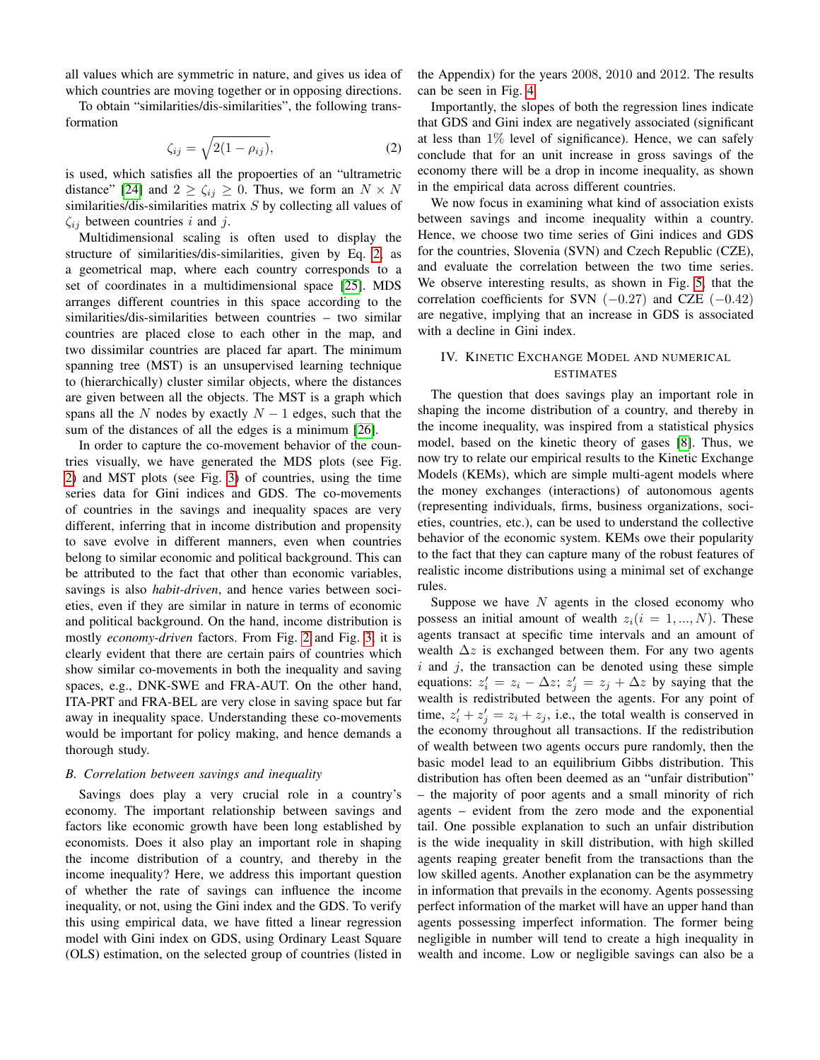all values which are symmetric in nature, and gives us idea of which countries are moving together or in opposing directions.

To obtain "similarities/dis-similarities", the following transformation

$$\zeta_{ij} = \sqrt{2(1-\rho_{ij})}, \tag{2}$$

is used, which satisfies all the propoerties of an "ultrametric distance" [24] and $2 \geq \zeta_{ij} \geq 0$. Thus, we form an $N \times N$ similarities/dis-similarities matrix $S$ by collecting all values of $\zeta_{ij}$ between countries $i$ and $j$.

Multidimensional scaling is often used to display the structure of similarities/dis-similarities, given by Eq. 2, as a geometrical map, where each country corresponds to a set of coordinates in a multidimensional space [25]. MDS arranges different countries in this space according to the similarities/dis-similarities between countries – two similar countries are placed close to each other in the map, and two dissimilar countries are placed far apart. The minimum spanning tree (MST) is an unsupervised learning technique to (hierarchically) cluster similar objects, where the distances are given between all the objects. The MST is a graph which spans all the $N$ nodes by exactly $N-1$ edges, such that the sum of the distances of all the edges is a minimum [26].

In order to capture the co-movement behavior of the countries visually, we have generated the MDS plots (see Fig. 2) and MST plots (see Fig. 3) of countries, using the time series data for Gini indices and GDS. The co-movements of countries in the savings and inequality spaces are very different, inferring that in income distribution and propensity to save evolve in different manners, even when countries belong to similar economic and political background. This can be attributed to the fact that other than economic variables, savings is also *habit-driven*, and hence varies between societies, even if they are similar in nature in terms of economic and political background. On the hand, income distribution is mostly *economy-driven* factors. From Fig. 2 and Fig. 3, it is clearly evident that there are certain pairs of countries which show similar co-movements in both the inequality and saving spaces, e.g., DNK-SWE and FRA-AUT. On the other hand, ITA-PRT and FRA-BEL are very close in saving space but far away in inequality space. Understanding these co-movements would be important for policy making, and hence demands a thorough study.

### B. Correlation between savings and inequality

Savings does play a very crucial role in a country's economy. The important relationship between savings and factors like economic growth have been long established by economists. Does it also play an important role in shaping the income distribution of a country, and thereby in the income inequality? Here, we address this important question of whether the rate of savings can influence the income inequality, or not, using the Gini index and the GDS. To verify this using empirical data, we have fitted a linear regression model with Gini index on GDS, using Ordinary Least Square (OLS) estimation, on the selected group of countries (listed in the Appendix) for the years 2008, 2010 and 2012. The results can be seen in Fig. 4.

Importantly, the slopes of both the regression lines indicate that GDS and Gini index are negatively associated (significant at less than $1\%$ level of significance). Hence, we can safely conclude that for an unit increase in gross savings of the economy there will be a drop in income inequality, as shown in the empirical data across different countries.

We now focus in examining what kind of association exists between savings and income inequality within a country. Hence, we choose two time series of Gini indices and GDS for the countries, Slovenia (SVN) and Czech Republic (CZE), and evaluate the correlation between the two time series. We observe interesting results, as shown in Fig. 5, that the correlation coefficients for SVN $(-0.27)$ and CZE $(-0.42)$ are negative, implying that an increase in GDS is associated with a decline in Gini index.

## IV. Kinetic Exchange Model and numerical estimates

The question that does savings play an important role in shaping the income distribution of a country, and thereby in the income inequality, was inspired from a statistical physics model, based on the kinetic theory of gases [8]. Thus, we now try to relate our empirical results to the Kinetic Exchange Models (KEMs), which are simple multi-agent models where the money exchanges (interactions) of autonomous agents (representing individuals, firms, business organizations, societies, countries, etc.), can be used to understand the collective behavior of the economic system. KEMs owe their popularity to the fact that they can capture many of the robust features of realistic income distributions using a minimal set of exchange rules.

Suppose we have $N$ agents in the closed economy who possess an initial amount of wealth $z_i (i = 1, ..., N)$. These agents transact at specific time intervals and an amount of wealth $\Delta z$ is exchanged between them. For any two agents $i$ and $j$, the transaction can be denoted using these simple equations: $z_i' = z_i - \Delta z$; $z_j' = z_j + \Delta z$ by saying that the wealth is redistributed between the agents. For any point of time, $z_i' + z_j' = z_i + z_j$, i.e., the total wealth is conserved in the economy throughout all transactions. If the redistribution of wealth between two agents occurs pure randomly, then the basic model lead to an equilibrium Gibbs distribution. This distribution has often been deemed as an "unfair distribution" – the majority of poor agents and a small minority of rich agents – evident from the zero mode and the exponential tail. One possible explanation to such an unfair distribution is the wide inequality in skill distribution, with high skilled agents reaping greater benefit from the transactions than the low skilled agents. Another explanation can be the asymmetry in information that prevails in the economy. Agents possessing perfect information of the market will have an upper hand than agents possessing imperfect information. The former being negligible in number will tend to create a high inequality in wealth and income. Low or negligible savings can also be a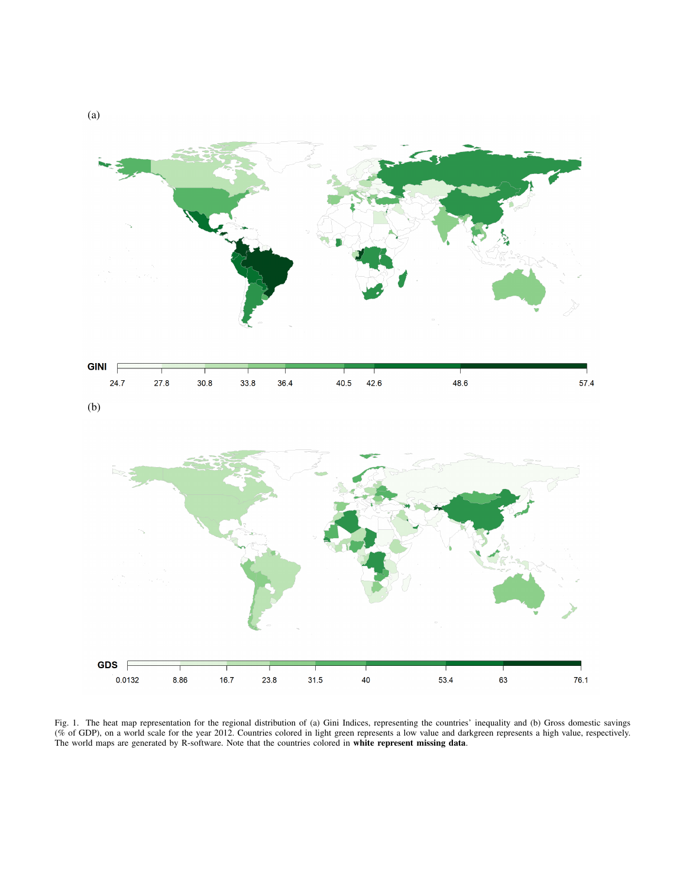(a)

GINI

24.7 27.8 30.8 33.8 36.4 40.5 42.6 48.6 57.4

(b)

GDS

0.0132 8.86 16.7 23.8 31.5 40 53.4 63 76.1

Fig. 1. The heat map representation for the regional distribution of (a) Gini Indices, representing the countries' inequality and (b) Gross domestic savings (% of GDP), on a world scale for the year 2012. Countries colored in light green represents a low value and darkgreen represents a high value, respectively. The world maps are generated by R-software. Note that the countries colored in **white represent missing data**.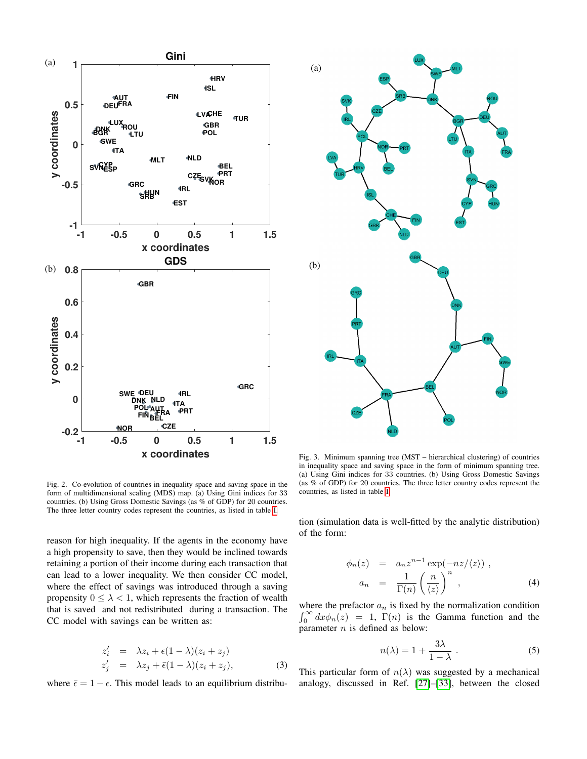Fig. 2. Co-evolution of countries in inequality space and saving space in the form of multidimensional scaling (MDS) map. (a) Using Gini indices for 33 countries. (b) Using Gross Domestic Savings (as % of GDP) for 20 countries. The three letter country codes represent the countries, as listed in table I.

Fig. 3. Minimum spanning tree (MST – hierarchical clustering) of countries in inequality space and saving space in the form of minimum spanning tree. (a) Using Gini indices for 33 countries. (b) Using Gross Domestic Savings (as % of GDP) for 20 countries. The three letter country codes represent the countries, as listed in table I.

reason for high inequality. If the agents in the economy have a high propensity to save, then they would be inclined towards retaining a portion of their income during each transaction that can lead to a lower inequality. We then consider CC model, where the effect of savings was introduced through a saving propensity $0 \leq \lambda < 1$, which represents the fraction of wealth that is saved and not redistributed during a transaction. The CC model with savings can be written as:

$$
\begin{aligned}
z_i' &= \lambda z_i + \epsilon(1-\lambda)(z_i + z_j) \\
z_j' &= \lambda z_j + \bar{\epsilon}(1-\lambda)(z_i + z_j),
\end{aligned}
\tag{3}
$$

where $\bar{\epsilon} = 1 - \epsilon$. This model leads to an equilibrium distribution (simulation data is well-fitted by the analytic distribution) of the form:

$$
\begin{aligned}
\phi_n(z) &= a_n z^{n-1} \exp(-nz/\langle z \rangle) , \\
a_n &= \frac{1}{\Gamma(n)} \left( \frac{n}{\langle z \rangle} \right)^n ,
\end{aligned}
\tag{4}
$$

where the prefactor $a_n$ is fixed by the normalization condition $\int_0^\infty dx \phi_n(z) = 1$, $\Gamma(n)$ is the Gamma function and the parameter $n$ is defined as below:

$$
n(\lambda) = 1 + \frac{3\lambda}{1-\lambda} . \tag{5}
$$

This particular form of $n(\lambda)$ was suggested by a mechanical analogy, discussed in Ref. [27]–[33], between the closed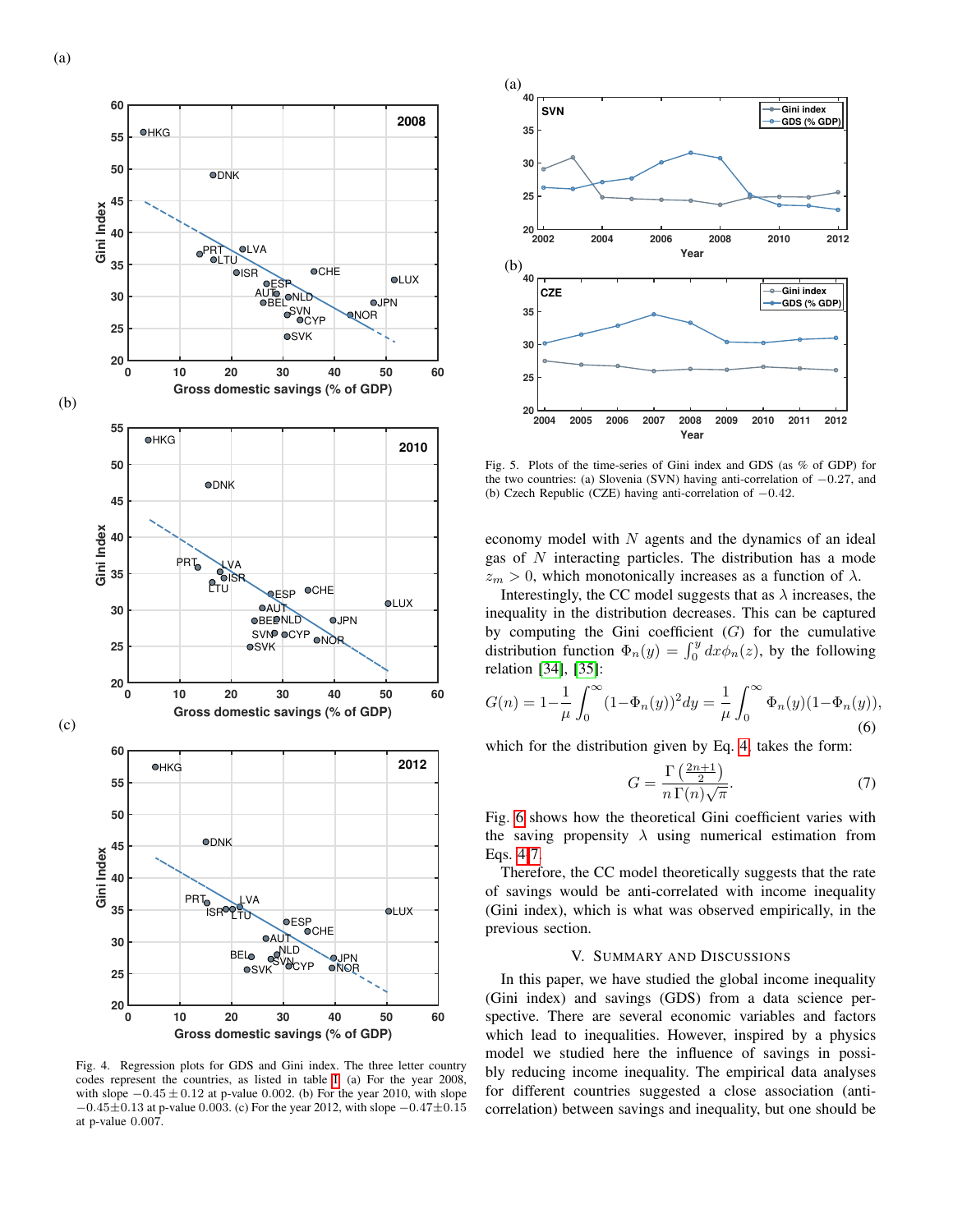Fig. 4. Regression plots for GDS and Gini index. The three letter country codes represent the countries, as listed in table I. (a) For the year 2008, with slope $-0.45 \pm 0.12$ at p-value 0.002. (b) For the year 2010, with slope $-0.45 \pm 0.13$ at p-value 0.003. (c) For the year 2012, with slope $-0.47 \pm 0.15$ at p-value 0.007.

Fig. 5. Plots of the time-series of Gini index and GDS (as % of GDP) for the two countries: (a) Slovenia (SVN) having anti-correlation of $-0.27$, and (b) Czech Republic (CZE) having anti-correlation of $-0.42$.

economy model with $N$ agents and the dynamics of an ideal gas of $N$ interacting particles. The distribution has a mode $z_m > 0$, which monotonically increases as a function of $\lambda$.

Interestingly, the CC model suggests that as $\lambda$ increases, the inequality in the distribution decreases. This can be captured by computing the Gini coefficient ($G$) for the cumulative distribution function $\Phi_n(y) = \int_0^y dx \phi_n(z)$, by the following relation [34], [35]:

$$G(n) = 1 - \frac{1}{\mu}\int_0^\infty (1-\Phi_n(y))^2 dy = \frac{1}{\mu}\int_0^\infty \Phi_n(y)(1-\Phi_n(y)), \quad (6)$$

which for the distribution given by Eq. 4, takes the form:

$$G = \frac{\Gamma\left(\frac{2n+1}{2}\right)}{n\,\Gamma(n)\sqrt{\pi}}. \quad (7)$$

Fig. 6 shows how the theoretical Gini coefficient varies with the saving propensity $\lambda$ using numerical estimation from Eqs. 4-7.

Therefore, the CC model theoretically suggests that the rate of savings would be anti-correlated with income inequality (Gini index), which is what was observed empirically, in the previous section.

## V. Summary and Discussions

In this paper, we have studied the global income inequality (Gini index) and savings (GDS) from a data science perspective. There are several economic variables and factors which lead to inequalities. However, inspired by a physics model we studied here the influence of savings in possibly reducing income inequality. The empirical data analyses for different countries suggested a close association (anti-correlation) between savings and inequality, but one should be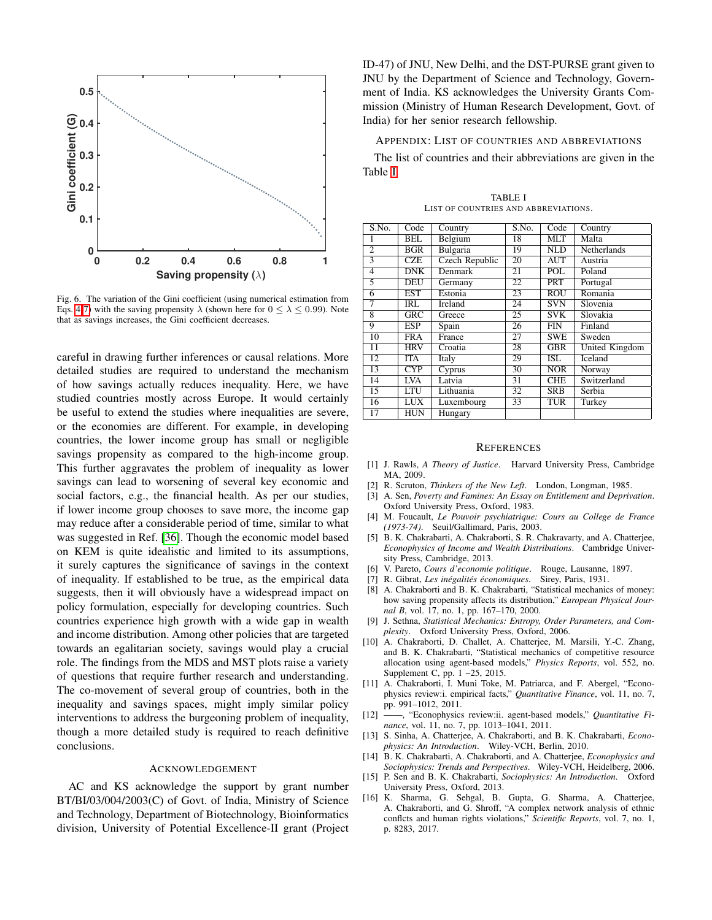Fig. 6. The variation of the Gini coefficient (using numerical estimation from Eqs. 4-7) with the saving propensity $\lambda$ (shown here for $0 \leq \lambda \leq 0.99$). Note that as savings increases, the Gini coefficient decreases.

careful in drawing further inferences or causal relations. More detailed studies are required to understand the mechanism of how savings actually reduces inequality. Here, we have studied countries mostly across Europe. It would certainly be useful to extend the studies where inequalities are severe, or the economies are different. For example, in developing countries, the lower income group has small or negligible savings propensity as compared to the high-income group. This further aggravates the problem of inequality as lower savings can lead to worsening of several key economic and social factors, e.g., the financial health. As per our studies, if lower income group chooses to save more, the income gap may reduce after a considerable period of time, similar to what was suggested in Ref. [36]. Though the economic model based on KEM is quite idealistic and limited to its assumptions, it surely captures the significance of savings in the context of inequality. If established to be true, as the empirical data suggests, then it will obviously have a widespread impact on policy formulation, especially for developing countries. Such countries experience high growth with a wide gap in wealth and income distribution. Among other policies that are targeted towards an egalitarian society, savings would play a crucial role. The findings from the MDS and MST plots raise a variety of questions that require further research and understanding. The co-movement of several group of countries, both in the inequality and savings spaces, might imply similar policy interventions to address the burgeoning problem of inequality, though a more detailed study is required to reach definitive conclusions.

## Acknowledgement

AC and KS acknowledge the support by grant number BT/BI/03/004/2003(C) of Govt. of India, Ministry of Science and Technology, Department of Biotechnology, Bioinformatics division, University of Potential Excellence-II grant (Project ID-47) of JNU, New Delhi, and the DST-PURSE grant given to JNU by the Department of Science and Technology, Government of India. KS acknowledges the University Grants Commission (Ministry of Human Research Development, Govt. of India) for her senior research fellowship.

## Appendix: List of countries and abbreviations

The list of countries and their abbreviations are given in the Table I.

TABLE I
LIST OF COUNTRIES AND ABBREVIATIONS.

| S.No. | Code | Country | S.No. | Code | Country |
|---|---|---|---|---|---|
| 1 | BEL | Belgium | 18 | MLT | Malta |
| 2 | BGR | Bulgaria | 19 | NLD | Netherlands |
| 3 | CZE | Czech Republic | 20 | AUT | Austria |
| 4 | DNK | Denmark | 21 | POL | Poland |
| 5 | DEU | Germany | 22 | PRT | Portugal |
| 6 | EST | Estonia | 23 | ROU | Romania |
| 7 | IRL | Ireland | 24 | SVN | Slovenia |
| 8 | GRC | Greece | 25 | SVK | Slovakia |
| 9 | ESP | Spain | 26 | FIN | Finland |
| 10 | FRA | France | 27 | SWE | Sweden |
| 11 | HRV | Croatia | 28 | GBR | United Kingdom |
| 12 | ITA | Italy | 29 | ISL | Iceland |
| 13 | CYP | Cyprus | 30 | NOR | Norway |
| 14 | LVA | Latvia | 31 | CHE | Switzerland |
| 15 | LTU | Lithuania | 32 | SRB | Serbia |
| 16 | LUX | Luxembourg | 33 | TUR | Turkey |
| 17 | HUN | Hungary | | | |

## References

[1] J. Rawls, *A Theory of Justice*. Harvard University Press, Cambridge MA, 2009.
[2] R. Scruton, *Thinkers of the New Left*. London, Longman, 1985.
[3] A. Sen, *Poverty and Famines: An Essay on Entitlement and Deprivation*. Oxford University Press, Oxford, 1983.
[4] M. Foucault, *Le Pouvoir psychiatrique: Cours au College de France (1973-74)*. Seuil/Gallimard, Paris, 2003.
[5] B. K. Chakrabarti, A. Chakraborti, S. R. Chakravarty, and A. Chatterjee, *Econophysics of Income and Wealth Distributions*. Cambridge University Press, Cambridge, 2013.
[6] V. Pareto, *Cours d'economie politique*. Rouge, Lausanne, 1897.
[7] R. Gibrat, *Les inégalités économiques*. Sirey, Paris, 1931.
[8] A. Chakraborti and B. K. Chakrabarti, "Statistical mechanics of money: how saving propensity affects its distribution," *European Physical Journal B*, vol. 17, no. 1, pp. 167–170, 2000.
[9] J. Sethna, *Statistical Mechanics: Entropy, Order Parameters, and Complexity*. Oxford University Press, Oxford, 2006.
[10] A. Chakraborti, D. Challet, A. Chatterjee, M. Marsili, Y.-C. Zhang, and B. K. Chakrabarti, "Statistical mechanics of competitive resource allocation using agent-based models," *Physics Reports*, vol. 552, no. Supplement C, pp. 1 –25, 2015.
[11] A. Chakraborti, I. Muni Toke, M. Patriarca, and F. Abergel, "Econophysics review:i. empirical facts," *Quantitative Finance*, vol. 11, no. 7, pp. 991–1012, 2011.
[12] ——, "Econophysics review:ii. agent-based models," *Quantitative Finance*, vol. 11, no. 7, pp. 1013–1041, 2011.
[13] S. Sinha, A. Chatterjee, A. Chakraborti, and B. K. Chakrabarti, *Econophysics: An Introduction*. Wiley-VCH, Berlin, 2010.
[14] B. K. Chakrabarti, A. Chakraborti, and A. Chatterjee, *Econophysics and Sociophysics: Trends and Perspectives*. Wiley-VCH, Heidelberg, 2006.
[15] P. Sen and B. K. Chakrabarti, *Sociophysics: An Introduction*. Oxford University Press, Oxford, 2013.
[16] K. Sharma, G. Sehgal, B. Gupta, G. Sharma, A. Chatterjee, A. Chakraborti, and G. Shroff, "A complex network analysis of ethnic conflcts and human rights violations," *Scientific Reports*, vol. 7, no. 1, p. 8283, 2017.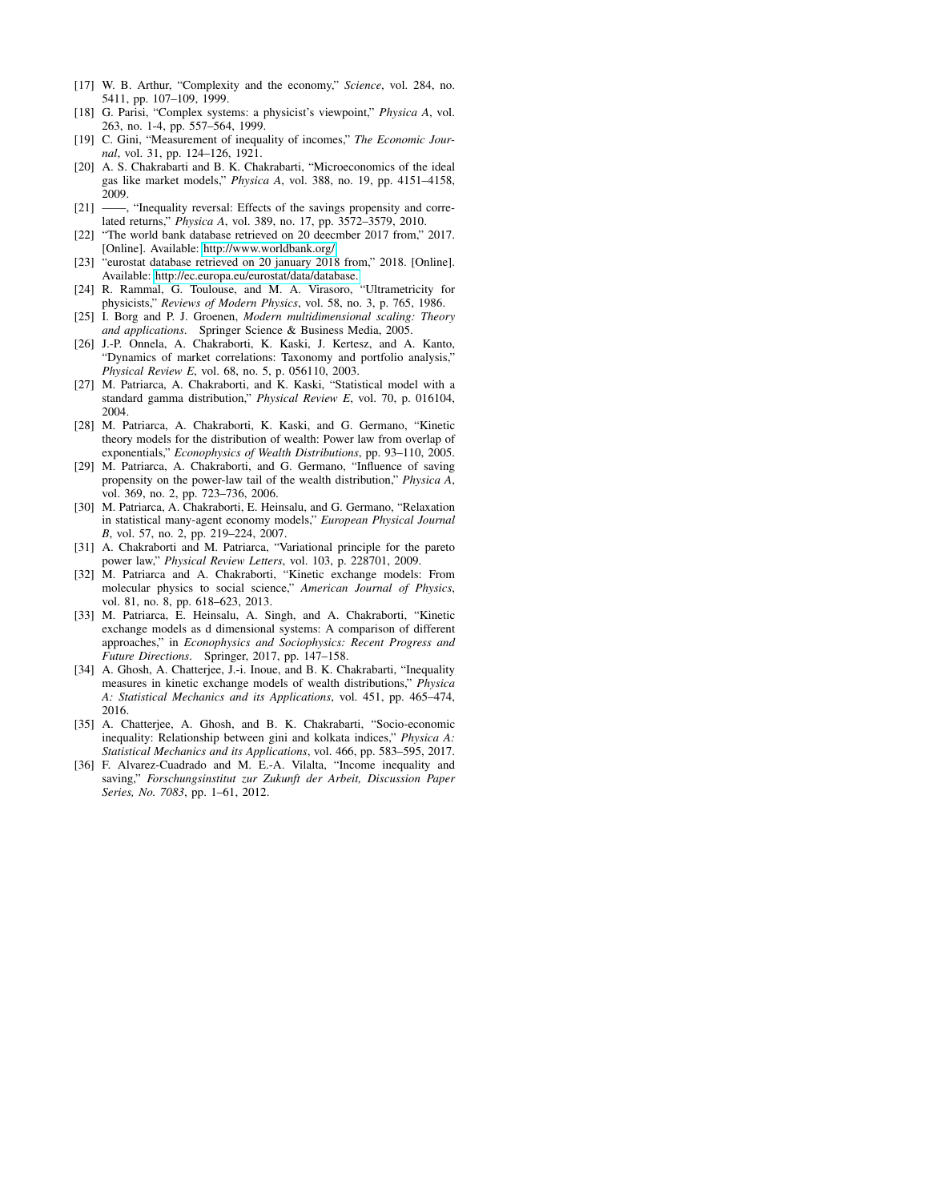[17] W. B. Arthur, "Complexity and the economy," *Science*, vol. 284, no. 5411, pp. 107–109, 1999.

[18] G. Parisi, "Complex systems: a physicist's viewpoint," *Physica A*, vol. 263, no. 1-4, pp. 557–564, 1999.

[19] C. Gini, "Measurement of inequality of incomes," *The Economic Journal*, vol. 31, pp. 124–126, 1921.

[20] A. S. Chakrabarti and B. K. Chakrabarti, "Microeconomics of the ideal gas like market models," *Physica A*, vol. 388, no. 19, pp. 4151–4158, 2009.

[21] ——, "Inequality reversal: Effects of the savings propensity and correlated returns," *Physica A*, vol. 389, no. 17, pp. 3572–3579, 2010.

[22] "The world bank database retrieved on 20 deecmber 2017 from," 2017. [Online]. Available: http://www.worldbank.org/

[23] "eurostat database retrieved on 20 january 2018 from," 2018. [Online]. Available: http://ec.europa.eu/eurostat/data/database.

[24] R. Rammal, G. Toulouse, and M. A. Virasoro, "Ultrametricity for physicists," *Reviews of Modern Physics*, vol. 58, no. 3, p. 765, 1986.

[25] I. Borg and P. J. Groenen, *Modern multidimensional scaling: Theory and applications*. Springer Science & Business Media, 2005.

[26] J.-P. Onnela, A. Chakraborti, K. Kaski, J. Kertesz, and A. Kanto, "Dynamics of market correlations: Taxonomy and portfolio analysis," *Physical Review E*, vol. 68, no. 5, p. 056110, 2003.

[27] M. Patriarca, A. Chakraborti, and K. Kaski, "Statistical model with a standard gamma distribution," *Physical Review E*, vol. 70, p. 016104, 2004.

[28] M. Patriarca, A. Chakraborti, K. Kaski, and G. Germano, "Kinetic theory models for the distribution of wealth: Power law from overlap of exponentials," *Econophysics of Wealth Distributions*, pp. 93–110, 2005.

[29] M. Patriarca, A. Chakraborti, and G. Germano, "Influence of saving propensity on the power-law tail of the wealth distribution," *Physica A*, vol. 369, no. 2, pp. 723–736, 2006.

[30] M. Patriarca, A. Chakraborti, E. Heinsalu, and G. Germano, "Relaxation in statistical many-agent economy models," *European Physical Journal B*, vol. 57, no. 2, pp. 219–224, 2007.

[31] A. Chakraborti and M. Patriarca, "Variational principle for the pareto power law," *Physical Review Letters*, vol. 103, p. 228701, 2009.

[32] M. Patriarca and A. Chakraborti, "Kinetic exchange models: From molecular physics to social science," *American Journal of Physics*, vol. 81, no. 8, pp. 618–623, 2013.

[33] M. Patriarca, E. Heinsalu, A. Singh, and A. Chakraborti, "Kinetic exchange models as d dimensional systems: A comparison of different approaches," in *Econophysics and Sociophysics: Recent Progress and Future Directions*. Springer, 2017, pp. 147–158.

[34] A. Ghosh, A. Chatterjee, J.-i. Inoue, and B. K. Chakrabarti, "Inequality measures in kinetic exchange models of wealth distributions," *Physica A: Statistical Mechanics and its Applications*, vol. 451, pp. 465–474, 2016.

[35] A. Chatterjee, A. Ghosh, and B. K. Chakrabarti, "Socio-economic inequality: Relationship between gini and kolkata indices," *Physica A: Statistical Mechanics and its Applications*, vol. 466, pp. 583–595, 2017.

[36] F. Alvarez-Cuadrado and M. E.-A. Vilalta, "Income inequality and saving," *Forschungsinstitut zur Zukunft der Arbeit, Discussion Paper Series, No. 7083*, pp. 1–61, 2012.